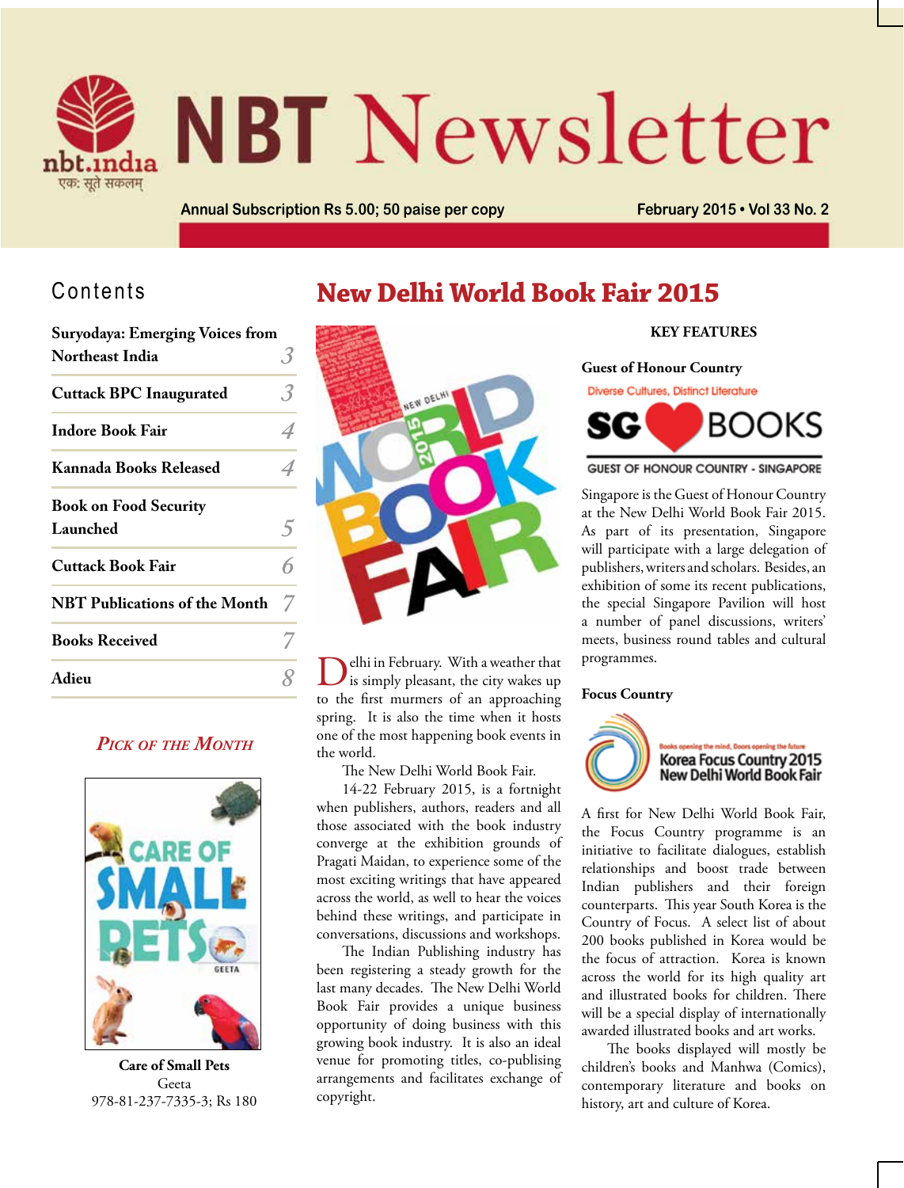# NBT Newsletter

Annual Subscription Rs 5.00; 50 paise per copy

February 2015 • Vol 33 No. 2

## Contents

| | |
|---|---|
| Suryodaya: Emerging Voices from Northeast India | 3 |
| Cuttack BPC Inaugurated | 3 |
| Indore Book Fair | 4 |
| Kannada Books Released | 4 |
| Book on Food Security Launched | 5 |
| Cuttack Book Fair | 6 |
| NBT Publications of the Month | 7 |
| Books Received | 7 |
| Adieu | 8 |

### *Pick of the Month*

**Care of Small Pets**
Geeta
978-81-237-7335-3; Rs 180

# New Delhi World Book Fair 2015

Delhi in February. With a weather that is simply pleasant, the city wakes up to the first murmers of an approaching spring. It is also the time when it hosts one of the most happening book events in the world.

The New Delhi World Book Fair.

14-22 February 2015, is a fortnight when publishers, authors, readers and all those associated with the book industry converge at the exhibition grounds of Pragati Maidan, to experience some of the most exciting writings that have appeared across the world, as well to hear the voices behind these writings, and participate in conversations, discussions and workshops.

The Indian Publishing industry has been registering a steady growth for the last many decades. The New Delhi World Book Fair provides a unique business opportunity of doing business with this growing book industry. It is also an ideal venue for promoting titles, co-publishing arrangements and facilitates exchange of copyright.

**KEY FEATURES**

**Guest of Honour Country**

Diverse Cultures, Distinct Literature

SG BOOKS

GUEST OF HONOUR COUNTRY - SINGAPORE

Singapore is the Guest of Honour Country at the New Delhi World Book Fair 2015. As part of its presentation, Singapore will participate with a large delegation of publishers, writers and scholars. Besides, an exhibition of some its recent publications, the special Singapore Pavilion will host a number of panel discussions, writers' meets, business round tables and cultural programmes.

**Focus Country**

Books opening the mind, Doors opening the future

Korea Focus Country 2015
New Delhi World Book Fair

A first for New Delhi World Book Fair, the Focus Country programme is an initiative to facilitate dialogues, establish relationships and boost trade between Indian publishers and their foreign counterparts. This year South Korea is the Country of Focus. A select list of about 200 books published in Korea would be the focus of attraction. Korea is known across the world for its high quality art and illustrated books for children. There will be a special display of internationally awarded illustrated books and art works.

The books displayed will mostly be children's books and Manhwa (Comics), contemporary literature and books on history, art and culture of Korea.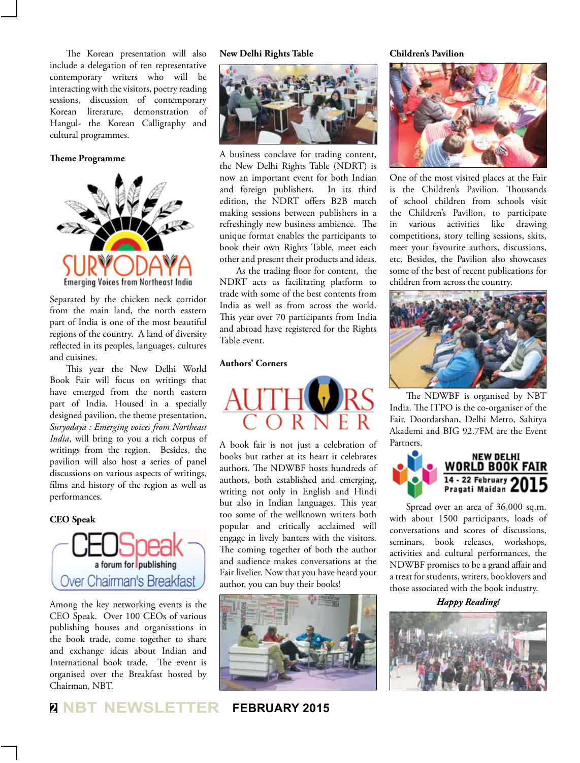The Korean presentation will also include a delegation of ten representative contemporary writers who will be interacting with the visitors, poetry reading sessions, discussion of contemporary Korean literature, demonstration of Hangul- the Korean Calligraphy and cultural programmes.

## Theme Programme

Separated by the chicken neck corridor from the main land, the north eastern part of India is one of the most beautiful regions of the country. A land of diversity reflected in its peoples, languages, cultures and cuisines.

This year the New Delhi World Book Fair will focus on writings that have emerged from the north eastern part of India. Housed in a specially designed pavilion, the theme presentation, *Suryodaya : Emerging voices from Northeast India*, will bring to you a rich corpus of writings from the region. Besides, the pavilion will also host a series of panel discussions on various aspects of writings, films and history of the region as well as performances.

## CEO Speak

Among the key networking events is the CEO Speak. Over 100 CEOs of various publishing houses and organisations in the book trade, come together to share and exchange ideas about Indian and International book trade. The event is organised over the Breakfast hosted by Chairman, NBT.

## New Delhi Rights Table

A business conclave for trading content, the New Delhi Rights Table (NDRT) is now an important event for both Indian and foreign publishers. In its third edition, the NDRT offers B2B match making sessions between publishers in a refreshingly new business ambience. The unique format enables the participants to book their own Rights Table, meet each other and present their products and ideas.

As the trading floor for content, the NDRT acts as facilitating platform to trade with some of the best contents from India as well as from across the world. This year over 70 participants from India and abroad have registered for the Rights Table event.

## Authors' Corners

A book fair is not just a celebration of books but rather at its heart it celebrates authors. The NDWBF hosts hundreds of authors, both established and emerging, writing not only in English and Hindi but also in Indian languages. This year too some of the wellknown writers both popular and critically acclaimed will engage in lively banters with the visitors. The coming together of both the author and audience makes conversations at the Fair livelier. Now that you have heard your author, you can buy their books!

## Children's Pavilion

One of the most visited places at the Fair is the Children's Pavilion. Thousands of school children from schools visit the Children's Pavilion, to participate in various activities like drawing competitions, story telling sessions, skits, meet your favourite authors, discussions, etc. Besides, the Pavilion also showcases some of the best of recent publications for children from across the country.

The NDWBF is organised by NBT India. The ITPO is the co-organiser of the Fair. Doordarshan, Delhi Metro, Sahitya Akademi and BIG 92.7FM are the Event Partners.

Spread over an area of 36,000 sq.m. with about 1500 participants, loads of conversations and scores of discussions, seminars, book releases, workshops, activities and cultural performances, the NDWBF promises to be a grand affair and a treat for students, writers, booklovers and those associated with the book industry.

***Happy Reading!***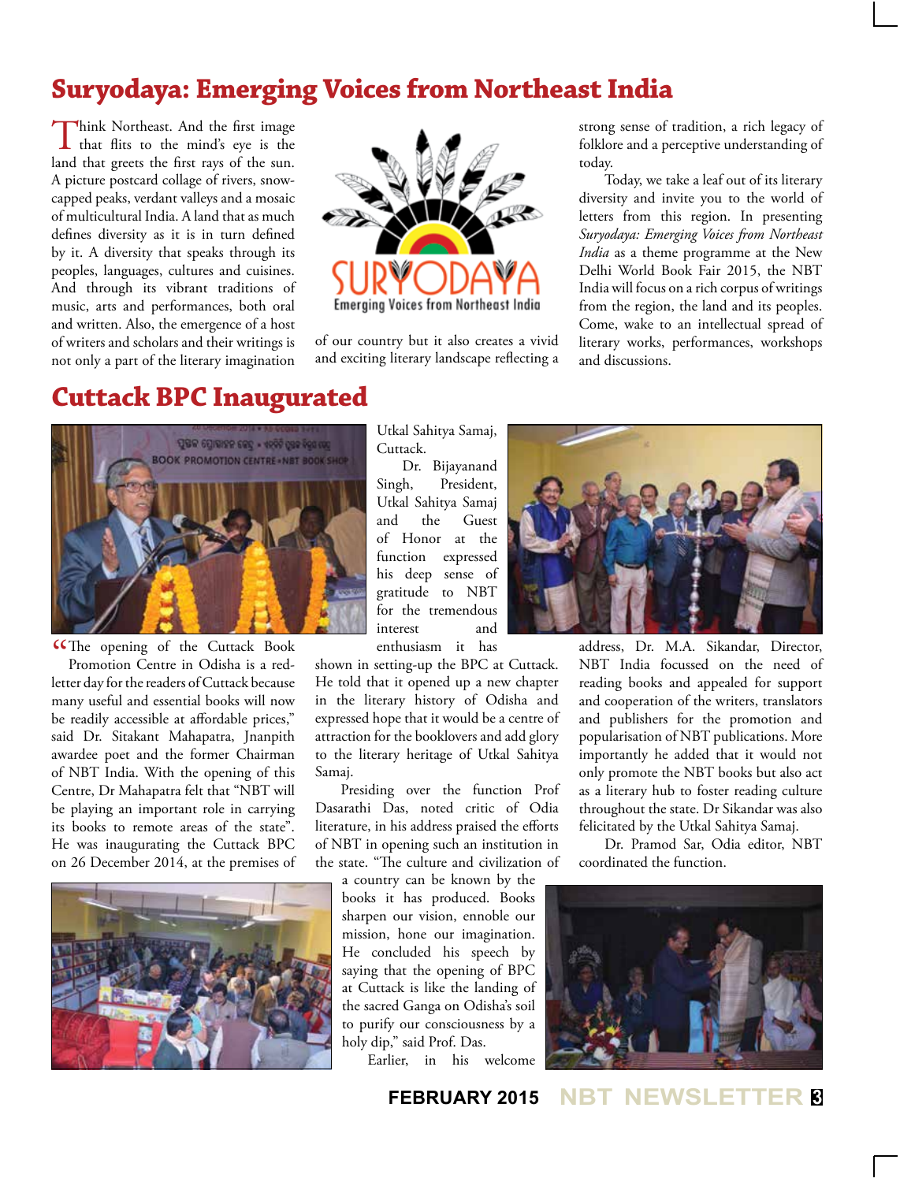# Suryodaya: Emerging Voices from Northeast India

Think Northeast. And the first image that flits to the mind's eye is the land that greets the first rays of the sun. A picture postcard collage of rivers, snow-capped peaks, verdant valleys and a mosaic of multicultural India. A land that as much defines diversity as it is in turn defined by it. A diversity that speaks through its peoples, languages, cultures and cuisines. And through its vibrant traditions of music, arts and performances, both oral and written. Also, the emergence of a host of writers and scholars and their writings is not only a part of the literary imagination of our country but it also creates a vivid and exciting literary landscape reflecting a strong sense of tradition, a rich legacy of folklore and a perceptive understanding of today.

Today, we take a leaf out of its literary diversity and invite you to the world of letters from this region. In presenting *Suryodaya: Emerging Voices from Northeast India* as a theme programme at the New Delhi World Book Fair 2015, the NBT India will focus on a rich corpus of writings from the region, the land and its peoples. Come, wake to an intellectual spread of literary works, performances, workshops and discussions.

# Cuttack BPC Inaugurated

"The opening of the Cuttack Book Promotion Centre in Odisha is a red-letter day for the readers of Cuttack because many useful and essential books will now be readily accessible at affordable prices," said Dr. Sitakant Mahapatra, Jnanpith awardee poet and the former Chairman of NBT India. With the opening of this Centre, Dr Mahapatra felt that "NBT will be playing an important role in carrying its books to remote areas of the state". He was inaugurating the Cuttack BPC on 26 December 2014, at the premises of Utkal Sahitya Samaj, Cuttack.

Dr. Bijayanand Singh, President, Utkal Sahitya Samaj and the Guest of Honor at the function expressed his deep sense of gratitude to NBT for the tremendous interest and enthusiasm it has shown in setting-up the BPC at Cuttack. He told that it opened up a new chapter in the literary history of Odisha and expressed hope that it would be a centre of attraction for the booklovers and add glory to the literary heritage of Utkal Sahitya Samaj.

Presiding over the function Prof Dasarathi Das, noted critic of Odia literature, in his address praised the efforts of NBT in opening such an institution in the state. "The culture and civilization of a country can be known by the books it has produced. Books sharpen our vision, ennoble our mission, hone our imagination. He concluded his speech by saying that the opening of BPC at Cuttack is like the landing of the sacred Ganga on Odisha's soil to purify our consciousness by a holy dip," said Prof. Das.

Earlier, in his welcome address, Dr. M.A. Sikandar, Director, NBT India focussed on the need of reading books and appealed for support and cooperation of the writers, translators and publishers for the promotion and popularisation of NBT publications. More importantly he added that it would not only promote the NBT books but also act as a literary hub to foster reading culture throughout the state. Dr Sikandar was also felicitated by the Utkal Sahitya Samaj.

Dr. Pramod Sar, Odia editor, NBT coordinated the function.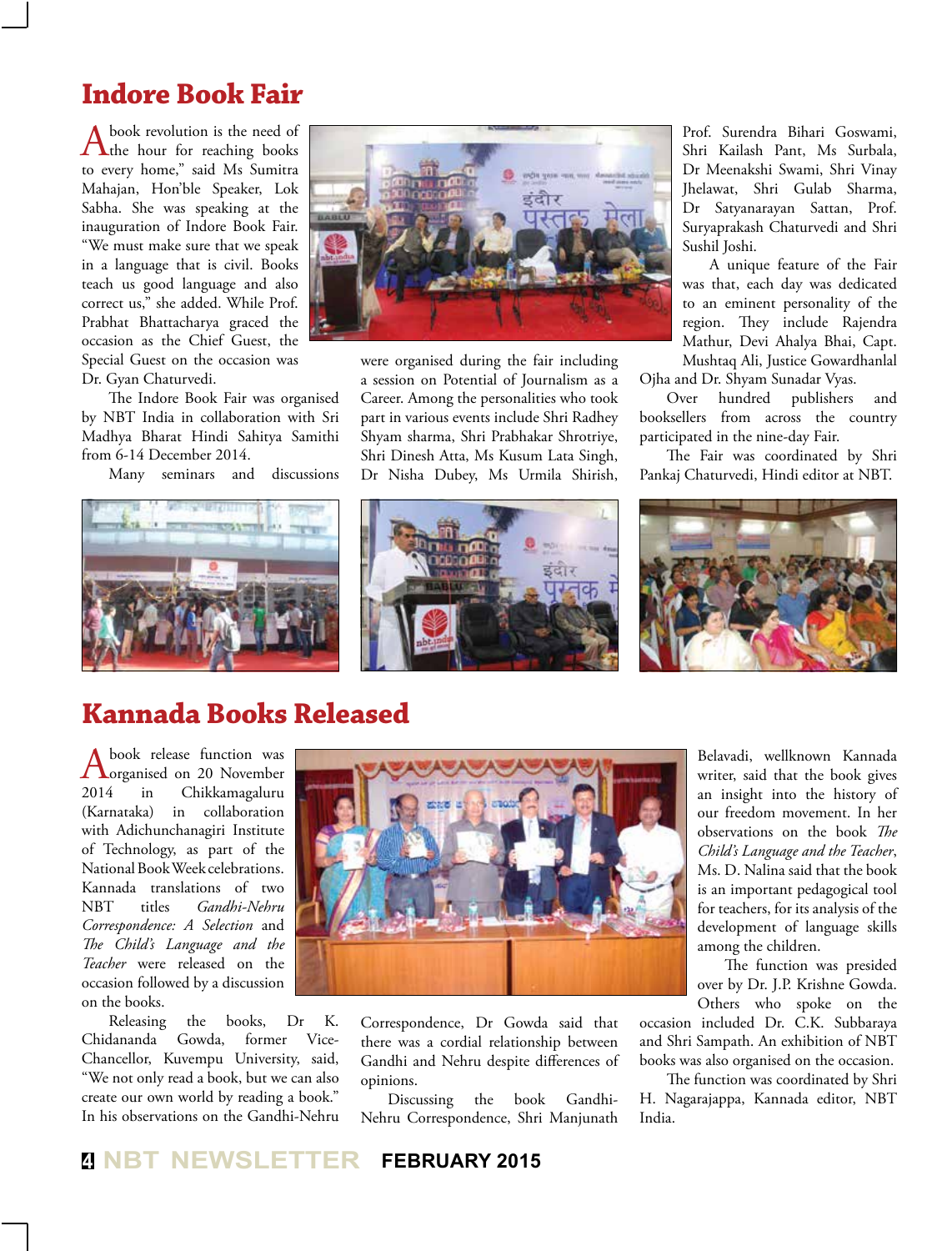## Indore Book Fair

"A book revolution is the need of the hour for reaching books to every home," said Ms Sumitra Mahajan, Hon'ble Speaker, Lok Sabha. She was speaking at the inauguration of Indore Book Fair. "We must make sure that we speak in a language that is civil. Books teach us good language and also correct us," she added. While Prof. Prabhat Bhattacharya graced the occasion as the Chief Guest, the Special Guest on the occasion was Dr. Gyan Chaturvedi.

The Indore Book Fair was organised by NBT India in collaboration with Sri Madhya Bharat Hindi Sahitya Samithi from 6-14 December 2014.

Many seminars and discussions were organised during the fair including a session on Potential of Journalism as a Career. Among the personalities who took part in various events include Shri Radhey Shyam sharma, Shri Prabhakar Shrotriye, Shri Dinesh Atta, Ms Kusum Lata Singh, Dr Nisha Dubey, Ms Urmila Shirish, Prof. Surendra Bihari Goswami, Shri Kailash Pant, Ms Surbala, Dr Meenakshi Swami, Shri Vinay Jhelawat, Shri Gulab Sharma, Dr Satyanarayan Sattan, Prof. Suryaprakash Chaturvedi and Shri Sushil Joshi.

A unique feature of the Fair was that, each day was dedicated to an eminent personality of the region. They include Rajendra Mathur, Devi Ahalya Bhai, Capt. Mushtaq Ali, Justice Gowardhanlal Ojha and Dr. Shyam Sunadar Vyas.

Over hundred publishers and booksellers from across the country participated in the nine-day Fair.

The Fair was coordinated by Shri Pankaj Chaturvedi, Hindi editor at NBT.

## Kannada Books Released

A book release function was organised on 20 November 2014 in Chikkamagaluru (Karnataka) in collaboration with Adichunchanagiri Institute of Technology, as part of the National Book Week celebrations. Kannada translations of two NBT titles *Gandhi-Nehru Correspondence: A Selection* and *The Child's Language and the Teacher* were released on the occasion followed by a discussion on the books.

Releasing the books, Dr K. Chidananda Gowda, former Vice-Chancellor, Kuvempu University, said, "We not only read a book, but we can also create our own world by reading a book." In his observations on the Gandhi-Nehru Correspondence, Dr Gowda said that there was a cordial relationship between Gandhi and Nehru despite differences of opinions.

Discussing the book Gandhi-Nehru Correspondence, Shri Manjunath Belavadi, wellknown Kannada writer, said that the book gives an insight into the history of our freedom movement. In her observations on the book *The Child's Language and the Teacher*, Ms. D. Nalina said that the book is an important pedagogical tool for teachers, for its analysis of the development of language skills among the children.

The function was presided over by Dr. J.P. Krishne Gowda. Others who spoke on the occasion included Dr. C.K. Subbaraya and Shri Sampath. An exhibition of NBT books was also organised on the occasion.

The function was coordinated by Shri H. Nagarajappa, Kannada editor, NBT India.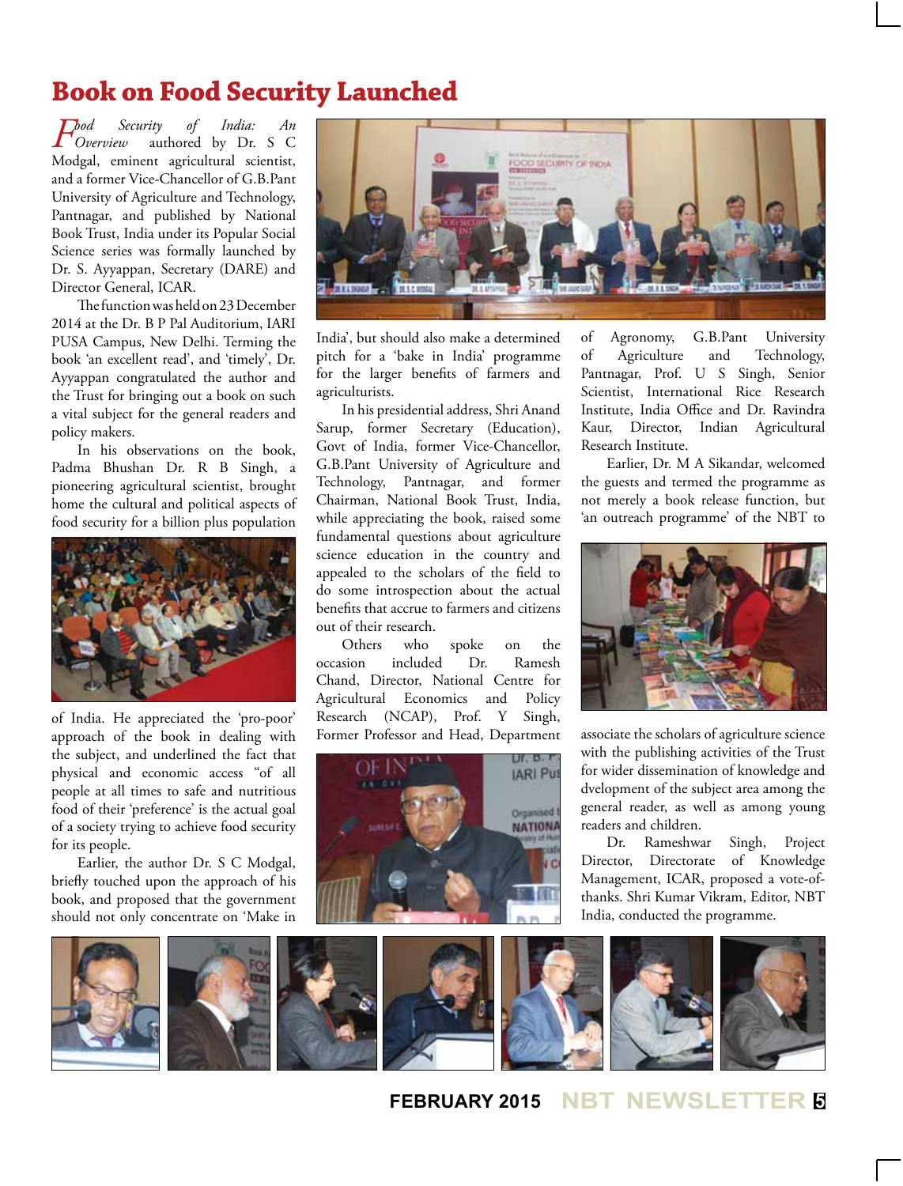# Book on Food Security Launched

*Food Security of India: An Overview* authored by Dr. S C Modgal, eminent agricultural scientist, and a former Vice-Chancellor of G.B.Pant University of Agriculture and Technology, Pantnagar, and published by National Book Trust, India under its Popular Social Science series was formally launched by Dr. S. Ayyappan, Secretary (DARE) and Director General, ICAR.

The function was held on 23 December 2014 at the Dr. B P Pal Auditorium, IARI PUSA Campus, New Delhi. Terming the book 'an excellent read', and 'timely', Dr. Ayyappan congratulated the author and the Trust for bringing out a book on such a vital subject for the general readers and policy makers.

In his observations on the book, Padma Bhushan Dr. R B Singh, a pioneering agricultural scientist, brought home the cultural and political aspects of food security for a billion plus population of India. He appreciated the 'pro-poor' approach of the book in dealing with the subject, and underlined the fact that physical and economic access "of all people at all times to safe and nutritious food of their 'preference' is the actual goal of a society trying to achieve food security for its people.

Earlier, the author Dr. S C Modgal, briefly touched upon the approach of his book, and proposed that the government should not only concentrate on 'Make in India', but should also make a determined pitch for a 'bake in India' programme for the larger benefits of farmers and agriculturists.

In his presidential address, Shri Anand Sarup, former Secretary (Education), Govt of India, former Vice-Chancellor, G.B.Pant University of Agriculture and Technology, Pantnagar, and former Chairman, National Book Trust, India, while appreciating the book, raised some fundamental questions about agriculture science education in the country and appealed to the scholars of the field to do some introspection about the actual benefits that accrue to farmers and citizens out of their research.

Others who spoke on the occasion included Dr. Ramesh Chand, Director, National Centre for Agricultural Economics and Policy Research (NCAP), Prof. Y Singh, Former Professor and Head, Department of Agronomy, G.B.Pant University of Agriculture and Technology, Pantnagar, Prof. U S Singh, Senior Scientist, International Rice Research Institute, India Office and Dr. Ravindra Kaur, Director, Indian Agricultural Research Institute.

Earlier, Dr. M A Sikandar, welcomed the guests and termed the programme as not merely a book release function, but 'an outreach programme' of the NBT to associate the scholars of agriculture science with the publishing activities of the Trust for wider dissemination of knowledge and dvelopment of the subject area among the general reader, as well as among young readers and children.

Dr. Rameshwar Singh, Project Director, Directorate of Knowledge Management, ICAR, proposed a vote-of-thanks. Shri Kumar Vikram, Editor, NBT India, conducted the programme.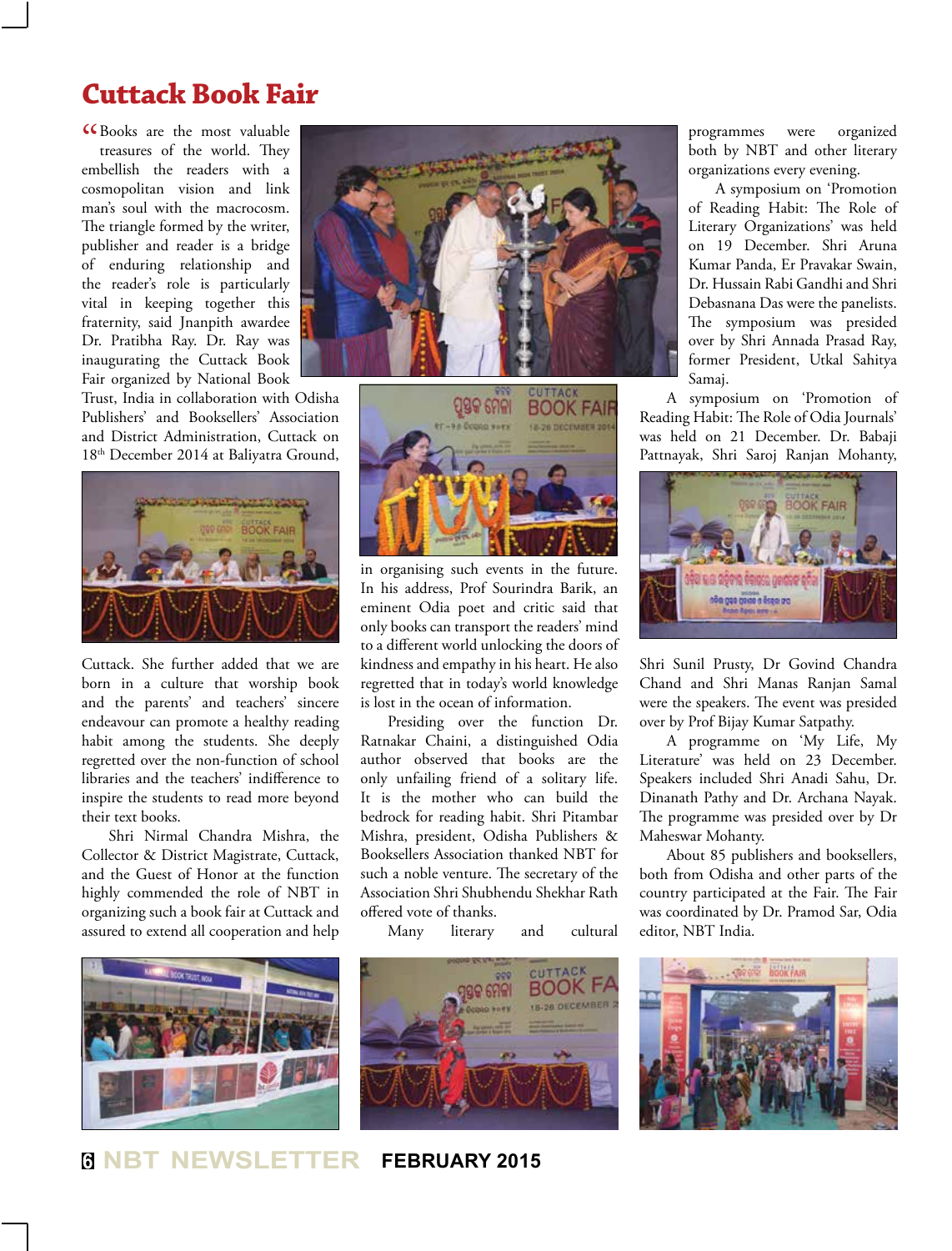# Cuttack Book Fair

"Books are the most valuable treasures of the world. They embellish the readers with cosmopolitan vision and link man's soul with the macrocosm. The triangle formed by the writer, publisher and reader is a bridge of enduring relationship and the reader's role is particularly vital in keeping together this fraternity, said Jnanpith awardee Dr. Pratibha Ray. Dr. Ray was inaugurating the Cuttack Book Fair organized by National Book Trust, India in collaboration with Odisha Publishers' and Booksellers' Association and District Administration, Cuttack on 18th December 2014 at Baliyatra Ground, Cuttack. She further added that we are born in a culture that worship book and the parents' and teachers' sincere endeavour can promote a healthy reading habit among the students. She deeply regretted over the non-function of school libraries and the teachers' indifference to inspire the students to read more beyond their text books.

Shri Nirmal Chandra Mishra, the Collector & District Magistrate, Cuttack, and the Guest of Honor at the function highly commended the role of NBT in organizing such a book fair at Cuttack and assured to extend all cooperation and help in organising such events in the future. In his address, Prof Sourindra Barik, an eminent Odia poet and critic said that only books can transport the readers' mind to a different world unlocking the doors of kindness and empathy in his heart. He also regretted that in today's world knowledge is lost in the ocean of information.

Presiding over the function Dr. Ratnakar Chaini, a distinguished Odia author observed that books are the only unfailing friend of a solitary life. It is the mother who can build the bedrock for reading habit. Shri Pitambar Mishra, president, Odisha Publishers & Booksellers Association thanked NBT for such a noble venture. The secretary of the Association Shri Shubhendu Shekhar Rath offered vote of thanks.

Many literary and cultural programmes were organized both by NBT and other literary organizations every evening.

A symposium on 'Promotion of Reading Habit: The Role of Literary Organizations' was held on 19 December. Shri Aruna Kumar Panda, Er Pravakar Swain, Dr. Hussain Rabi Gandhi and Shri Debasnana Das were the panelists. The symposium was presided over by Shri Annada Prasad Ray, former President, Utkal Sahitya Samaj.

A symposium on 'Promotion of Reading Habit: The Role of Odia Journals' was held on 21 December. Dr. Babaji Pattnayak, Shri Saroj Ranjan Mohanty, Shri Sunil Prusty, Dr Govind Chandra Chand and Shri Manas Ranjan Samal were the speakers. The event was presided over by Prof Bijay Kumar Satpathy.

A programme on 'My Life, My Literature' was held on 23 December. Speakers included Shri Anadi Sahu, Dr. Dinanath Pathy and Dr. Archana Nayak. The programme was presided over by Dr Maheswar Mohanty.

About 85 publishers and booksellers, both from Odisha and other parts of the country participated at the Fair. The Fair was coordinated by Dr. Pramod Sar, Odia editor, NBT India.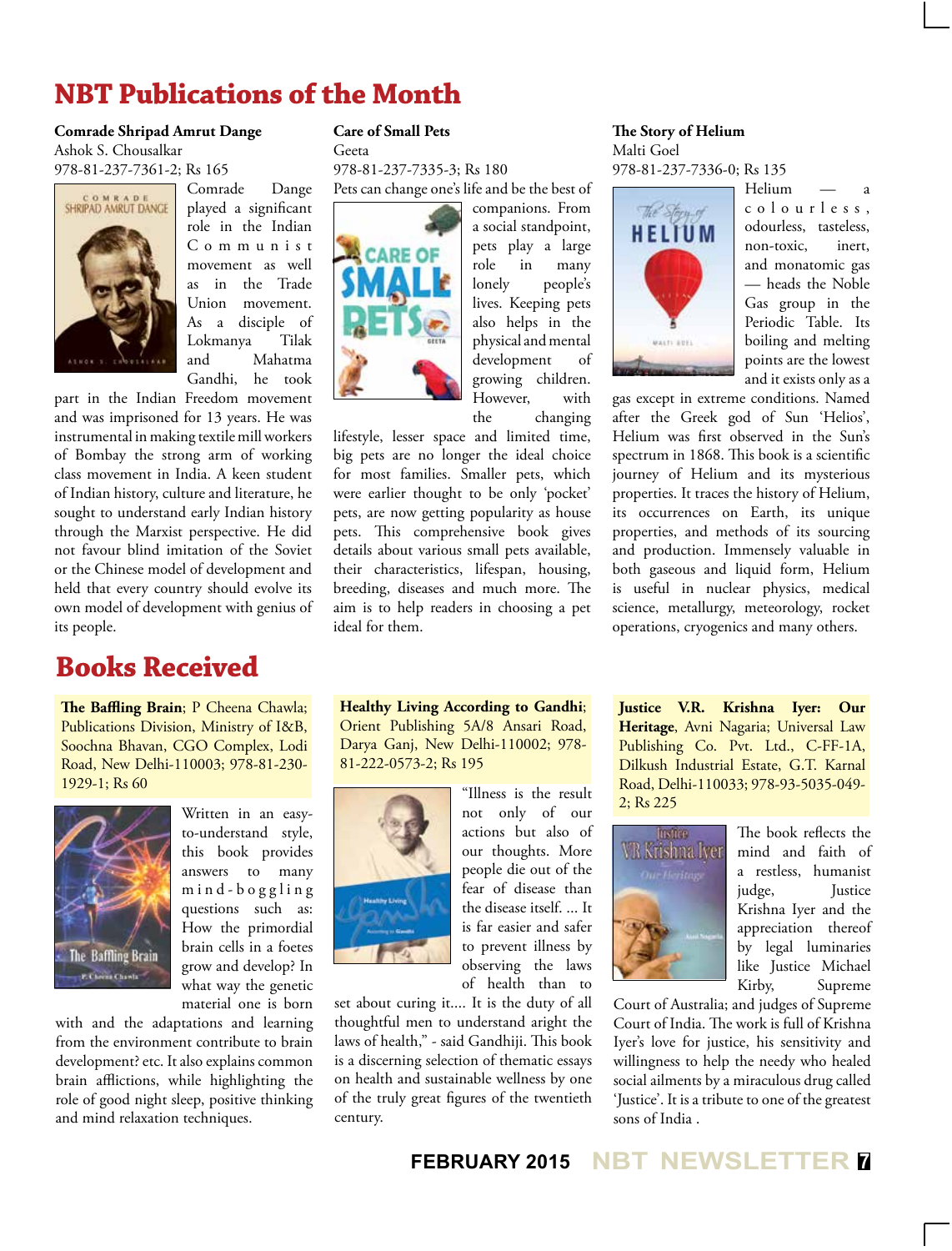# NBT Publications of the Month

**Comrade Shripad Amrut Dange**
Ashok S. Chousalkar
978-81-237-7361-2; Rs 165

Comrade Dange played a significant role in the Indian Communist movement as well as in the Trade Union movement. As a disciple of Lokmanya Tilak and Mahatma Gandhi, he took part in the Indian Freedom movement and was imprisoned for 13 years. He was instrumental in making textile mill workers of Bombay the strong arm of working class movement in India. A keen student of Indian history, culture and literature, he sought to understand early Indian history through the Marxist perspective. He did not favour blind imitation of the Soviet or the Chinese model of development and held that every country should evolve its own model of development with genius of its people.

**Care of Small Pets**
Geeta
978-81-237-7335-3; Rs 180

Pets can change one's life and be the best of companions. From a social standpoint, pets play a large role in many lonely people's lives. Keeping pets also helps in the physical and mental development of growing children. However, with the changing lifestyle, lesser space and limited time, big pets are no longer the ideal choice for most families. Smaller pets, which were earlier thought to be only 'pocket' pets, are now getting popularity as house pets. This comprehensive book gives details about various small pets available, their characteristics, lifespan, housing, breeding, diseases and much more. The aim is to help readers in choosing a pet ideal for them.

**The Story of Helium**
Malti Goel
978-81-237-7336-0; Rs 135

Helium — a colourless, odourless, tasteless, non-toxic, inert, and monatomic gas — heads the Noble Gas group in the Periodic Table. Its boiling and melting points are the lowest and it exists only as a gas except in extreme conditions. Named after the Greek god of Sun 'Helios', Helium was first observed in the Sun's spectrum in 1868. This book is a scientific journey of Helium and its mysterious properties. It traces the history of Helium, its occurrences on Earth, its unique properties, and methods of its sourcing and production. Immensely valuable in both gaseous and liquid form, Helium is useful in nuclear physics, medical science, metallurgy, meteorology, rocket operations, cryogenics and many others.

# Books Received

**The Baffling Brain**; P Cheena Chawla; Publications Division, Ministry of I&B, Soochna Bhavan, CGO Complex, Lodi Road, New Delhi-110003; 978-81-230-1929-1; Rs 60

Written in an easy-to-understand style, this book provides answers to many mind-boggling questions such as: How the primordial brain cells in a foetes grow and develop? In what way the genetic material one is born with and the adaptations and learning from the environment contribute to brain development? etc. It also explains common brain afflictions, while highlighting the role of good night sleep, positive thinking and mind relaxation techniques.

**Healthy Living According to Gandhi**; Orient Publishing 5A/8 Ansari Road, Darya Ganj, New Delhi-110002; 978-81-222-0573-2; Rs 195

"Illness is the result not only of our actions but also of our thoughts. More people die out of the fear of disease than the disease itself. ... It is far easier and safer to prevent illness by observing the laws of health than to set about curing it.... It is the duty of all thoughtful men to understand aright the laws of health," - said Gandhiji. This book is a discerning selection of thematic essays on health and sustainable wellness by one of the truly great figures of the twentieth century.

**Justice V.R. Krishna Iyer: Our Heritage**, Avni Nagaria; Universal Law Publishing Co. Pvt. Ltd., C-FF-1A, Dilkush Industrial Estate, G.T. Karnal Road, Delhi-110033; 978-93-5035-049-2; Rs 225

The book reflects the mind and faith of a restless, humanist judge, Justice Krishna Iyer and the appreciation thereof by legal luminaries like Justice Michael Kirby, Supreme Court of Australia; and judges of Supreme Court of India. The work is full of Krishna Iyer's love for justice, his sensitivity and willingness to help the needy who healed social ailments by a miraculous drug called 'Justice'. It is a tribute to one of the greatest sons of India .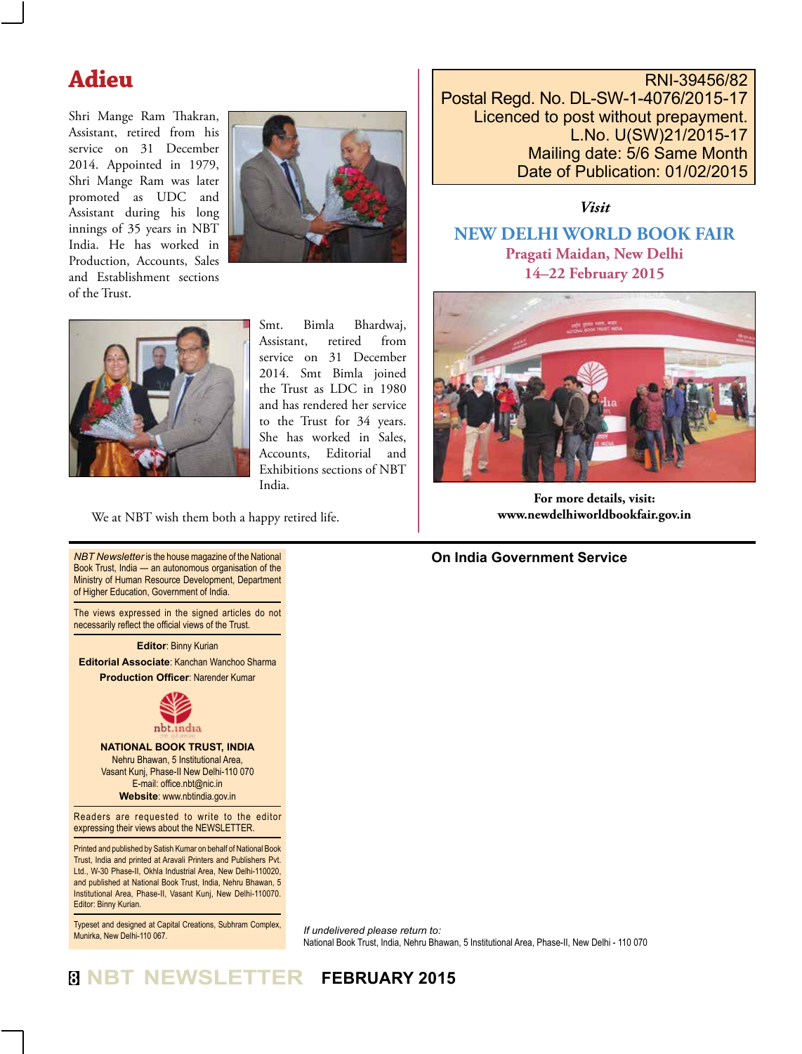# Adieu

Shri Mange Ram Thakran, Assistant, retired from his service on 31 December 2014. Appointed in 1979, Shri Mange Ram was later promoted as UDC and Assistant during his long innings of 35 years in NBT India. He has worked in Production, Accounts, Sales and Establishment sections of the Trust.

Smt. Bimla Bhardwaj, Assistant, retired from service on 31 December 2014. Smt Bimla joined the Trust as LDC in 1980 and has rendered her service to the Trust for 34 years. She has worked in Sales, Accounts, Editorial and Exhibitions sections of NBT India.

We at NBT wish them both a happy retired life.

RNI-39456/82
Postal Regd. No. DL-SW-1-4076/2015-17
Licenced to post without prepayment.
L.No. U(SW)21/2015-17
Mailing date: 5/6 Same Month
Date of Publication: 01/02/2015

*Visit*

## NEW DELHI WORLD BOOK FAIR

**Pragati Maidan, New Delhi**

**14–22 February 2015**

**For more details, visit:**
**www.newdelhiworldbookfair.gov.in**

*NBT Newsletter* is the house magazine of the National Book Trust, India — an autonomous organisation of the Ministry of Human Resource Development, Department of Higher Education, Government of India.

The views expressed in the signed articles do not necessarily reflect the official views of the Trust.

**Editor**: Binny Kurian
**Editorial Associate**: Kanchan Wanchoo Sharma
**Production Officer**: Narender Kumar

**NATIONAL BOOK TRUST, INDIA**
Nehru Bhawan, 5 Institutional Area,
Vasant Kunj, Phase-II New Delhi-110 070
E-mail: office.nbt@nic.in
**Website**: www.nbtindia.gov.in

Readers are requested to write to the editor expressing their views about the NEWSLETTER.

Printed and published by Satish Kumar on behalf of National Book Trust, India and printed at Aravali Printers and Publishers Pvt. Ltd., W-30 Phase-II, Okhla Industrial Area, New Delhi-110020, and published at National Book Trust, India, Nehru Bhawan, 5 Institutional Area, Phase-II, Vasant Kunj, New Delhi-110070. Editor: Binny Kurian.

Typeset and designed at Capital Creations, Subhram Complex, Munirka, New Delhi-110 067.

**On India Government Service**

*If undelivered please return to:*
National Book Trust, India, Nehru Bhawan, 5 Institutional Area, Phase-II, New Delhi - 110 070